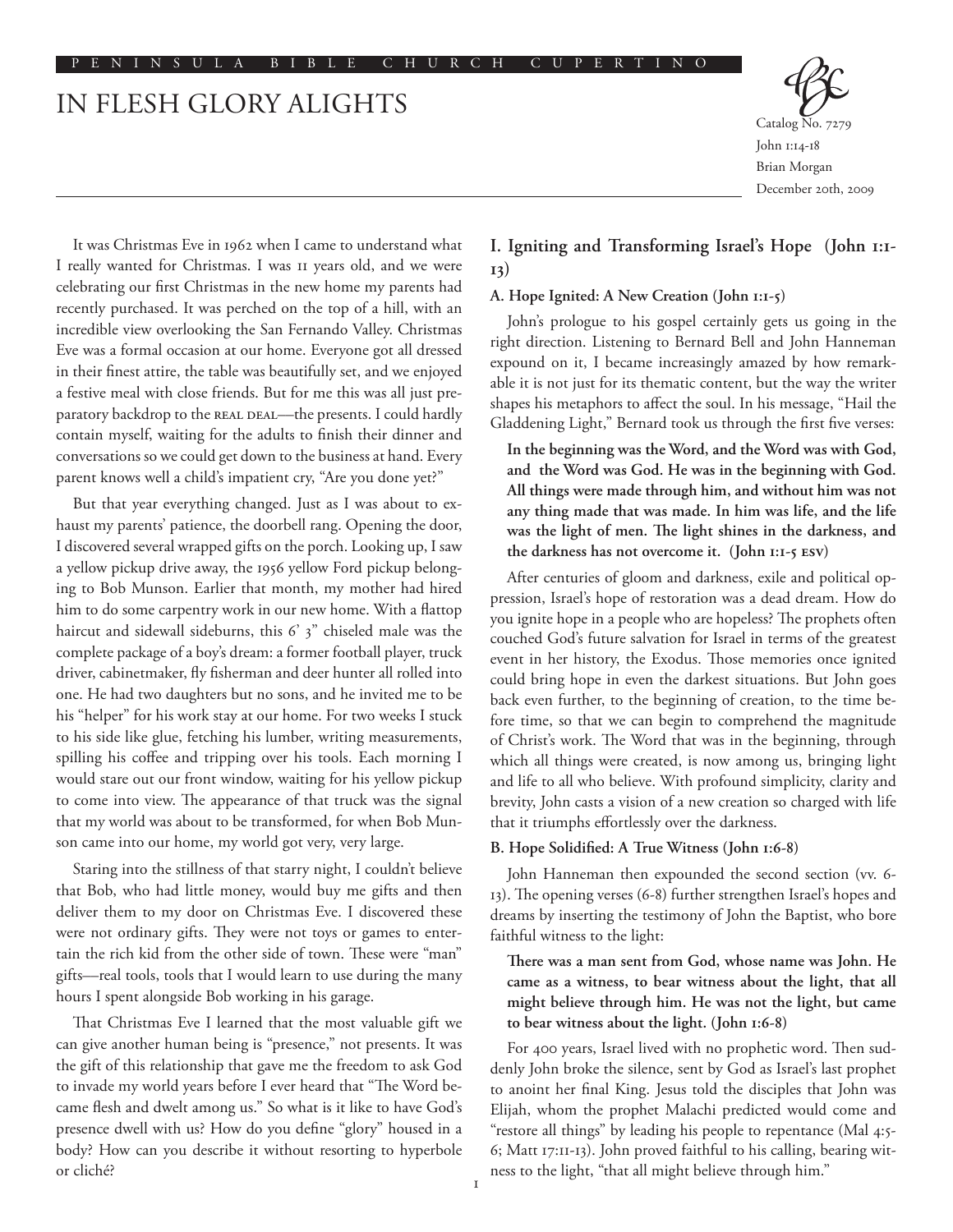PENINSULA BIBLE CHURCH CUPERTINO

# IN FLESH GLORY ALIGHTS

Catalog No. 7279
John 1:14-18
Brian Morgan
December 20th, 2009

It was Christmas Eve in 1962 when I came to understand what I really wanted for Christmas. I was 11 years old, and we were celebrating our first Christmas in the new home my parents had recently purchased. It was perched on the top of a hill, with an incredible view overlooking the San Fernando Valley. Christmas Eve was a formal occasion at our home. Everyone got all dressed in their finest attire, the table was beautifully set, and we enjoyed a festive meal with close friends. But for me this was all just preparatory backdrop to the REAL DEAL—the presents. I could hardly contain myself, waiting for the adults to finish their dinner and conversations so we could get down to the business at hand. Every parent knows well a child's impatient cry, "Are you done yet?"

But that year everything changed. Just as I was about to exhaust my parents' patience, the doorbell rang. Opening the door, I discovered several wrapped gifts on the porch. Looking up, I saw a yellow pickup drive away, the 1956 yellow Ford pickup belonging to Bob Munson. Earlier that month, my mother had hired him to do some carpentry work in our new home. With a flattop haircut and sidewall sideburns, this 6' 3" chiseled male was the complete package of a boy's dream: a former football player, truck driver, cabinetmaker, fly fisherman and deer hunter all rolled into one. He had two daughters but no sons, and he invited me to be his "helper" for his work stay at our home. For two weeks I stuck to his side like glue, fetching his lumber, writing measurements, spilling his coffee and tripping over his tools. Each morning I would stare out our front window, waiting for his yellow pickup to come into view. The appearance of that truck was the signal that my world was about to be transformed, for when Bob Munson came into our home, my world got very, very large.

Staring into the stillness of that starry night, I couldn't believe that Bob, who had little money, would buy me gifts and then deliver them to my door on Christmas Eve. I discovered these were not ordinary gifts. They were not toys or games to entertain the rich kid from the other side of town. These were "man" gifts—real tools, tools that I would learn to use during the many hours I spent alongside Bob working in his garage.

That Christmas Eve I learned that the most valuable gift we can give another human being is "presence," not presents. It was the gift of this relationship that gave me the freedom to ask God to invade my world years before I ever heard that "The Word became flesh and dwelt among us." So what is it like to have God's presence dwell with us? How do you define "glory" housed in a body? How can you describe it without resorting to hyperbole or cliché?

## I. Igniting and Transforming Israel's Hope (John 1:1-13)

### A. Hope Ignited: A New Creation (John 1:1-5)

John's prologue to his gospel certainly gets us going in the right direction. Listening to Bernard Bell and John Hanneman expound on it, I became increasingly amazed by how remarkable it is not just for its thematic content, but the way the writer shapes his metaphors to affect the soul. In his message, "Hail the Gladdening Light," Bernard took us through the first five verses:

> **In the beginning was the Word, and the Word was with God, and the Word was God. He was in the beginning with God. All things were made through him, and without him was not any thing made that was made. In him was life, and the life was the light of men. The light shines in the darkness, and the darkness has not overcome it. (John 1:1-5 ESV)**

After centuries of gloom and darkness, exile and political oppression, Israel's hope of restoration was a dead dream. How do you ignite hope in a people who are hopeless? The prophets often couched God's future salvation for Israel in terms of the greatest event in her history, the Exodus. Those memories once ignited could bring hope in even the darkest situations. But John goes back even further, to the beginning of creation, to the time before time, so that we can begin to comprehend the magnitude of Christ's work. The Word that was in the beginning, through which all things were created, is now among us, bringing light and life to all who believe. With profound simplicity, clarity and brevity, John casts a vision of a new creation so charged with life that it triumphs effortlessly over the darkness.

### B. Hope Solidified: A True Witness (John 1:6-8)

John Hanneman then expounded the second section (vv. 6-13). The opening verses (6-8) further strengthen Israel's hopes and dreams by inserting the testimony of John the Baptist, who bore faithful witness to the light:

> **There was a man sent from God, whose name was John. He came as a witness, to bear witness about the light, that all might believe through him. He was not the light, but came to bear witness about the light. (John 1:6-8)**

For 400 years, Israel lived with no prophetic word. Then suddenly John broke the silence, sent by God as Israel's last prophet to anoint her final King. Jesus told the disciples that John was Elijah, whom the prophet Malachi predicted would come and "restore all things" by leading his people to repentance (Mal 4:5-6; Matt 17:11-13). John proved faithful to his calling, bearing witness to the light, "that all might believe through him."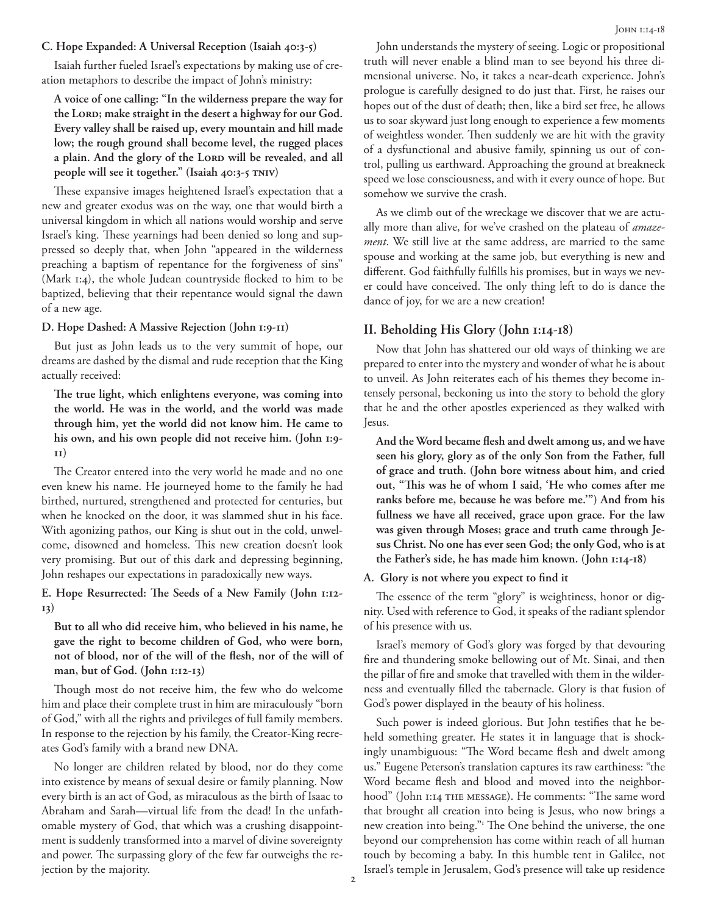### C. Hope Expanded: A Universal Reception (Isaiah 40:3-5)

Isaiah further fueled Israel's expectations by making use of creation metaphors to describe the impact of John's ministry:

**A voice of one calling: "In the wilderness prepare the way for the Lord; make straight in the desert a highway for our God. Every valley shall be raised up, every mountain and hill made low; the rough ground shall become level, the rugged places a plain. And the glory of the Lord will be revealed, and all people will see it together." (Isaiah 40:3-5 TNIV)**

These expansive images heightened Israel's expectation that a new and greater exodus was on the way, one that would birth a universal kingdom in which all nations would worship and serve Israel's king. These yearnings had been denied so long and suppressed so deeply that, when John "appeared in the wilderness preaching a baptism of repentance for the forgiveness of sins" (Mark 1:4), the whole Judean countryside flocked to him to be baptized, believing that their repentance would signal the dawn of a new age.

### D. Hope Dashed: A Massive Rejection (John 1:9-11)

But just as John leads us to the very summit of hope, our dreams are dashed by the dismal and rude reception that the King actually received:

**The true light, which enlightens everyone, was coming into the world. He was in the world, and the world was made through him, yet the world did not know him. He came to his own, and his own people did not receive him. (John 1:9-11)**

The Creator entered into the very world he made and no one even knew his name. He journeyed home to the family he had birthed, nurtured, strengthened and protected for centuries, but when he knocked on the door, it was slammed shut in his face. With agonizing pathos, our King is shut out in the cold, unwelcome, disowned and homeless. This new creation doesn't look very promising. But out of this dark and depressing beginning, John reshapes our expectations in paradoxically new ways.

### E. Hope Resurrected: The Seeds of a New Family (John 1:12-13)

**But to all who did receive him, who believed in his name, he gave the right to become children of God, who were born, not of blood, nor of the will of the flesh, nor of the will of man, but of God. (John 1:12-13)**

Though most do not receive him, the few who do welcome him and place their complete trust in him are miraculously "born of God," with all the rights and privileges of full family members. In response to the rejection by his family, the Creator-King recreates God's family with a brand new DNA.

No longer are children related by blood, nor do they come into existence by means of sexual desire or family planning. Now every birth is an act of God, as miraculous as the birth of Isaac to Abraham and Sarah—virtual life from the dead! In the unfathomable mystery of God, that which was a crushing disappointment is suddenly transformed into a marvel of divine sovereignty and power. The surpassing glory of the few far outweighs the rejection by the majority.

John understands the mystery of seeing. Logic or propositional truth will never enable a blind man to see beyond his three dimensional universe. No, it takes a near-death experience. John's prologue is carefully designed to do just that. First, he raises our hopes out of the dust of death; then, like a bird set free, he allows us to soar skyward just long enough to experience a few moments of weightless wonder. Then suddenly we are hit with the gravity of a dysfunctional and abusive family, spinning us out of control, pulling us earthward. Approaching the ground at breakneck speed we lose consciousness, and with it every ounce of hope. But somehow we survive the crash.

As we climb out of the wreckage we discover that we are actually more than alive, for we've crashed on the plateau of *amazement*. We still live at the same address, are married to the same spouse and working at the same job, but everything is new and different. God faithfully fulfills his promises, but in ways we never could have conceived. The only thing left to do is dance the dance of joy, for we are a new creation!

## II. Beholding His Glory (John 1:14-18)

Now that John has shattered our old ways of thinking we are prepared to enter into the mystery and wonder of what he is about to unveil. As John reiterates each of his themes they become intensely personal, beckoning us into the story to behold the glory that he and the other apostles experienced as they walked with Jesus.

**And the Word became flesh and dwelt among us, and we have seen his glory, glory as of the only Son from the Father, full of grace and truth. (John bore witness about him, and cried out, "This was he of whom I said, 'He who comes after me ranks before me, because he was before me.'") And from his fullness we have all received, grace upon grace. For the law was given through Moses; grace and truth came through Jesus Christ. No one has ever seen God; the only God, who is at the Father's side, he has made him known. (John 1:14-18)**

### A. Glory is not where you expect to find it

The essence of the term "glory" is weightiness, honor or dignity. Used with reference to God, it speaks of the radiant splendor of his presence with us.

Israel's memory of God's glory was forged by that devouring fire and thundering smoke bellowing out of Mt. Sinai, and then the pillar of fire and smoke that travelled with them in the wilderness and eventually filled the tabernacle. Glory is that fusion of God's power displayed in the beauty of his holiness.

Such power is indeed glorious. But John testifies that he beheld something greater. He states it in language that is shockingly unambiguous: "The Word became flesh and dwelt among us." Eugene Peterson's translation captures its raw earthiness: "the Word became flesh and blood and moved into the neighborhood" (John 1:14 THE MESSAGE). He comments: "The same word that brought all creation into being is Jesus, who now brings a new creation into being."[1] The One behind the universe, the one beyond our comprehension has come within reach of all human touch by becoming a baby. In this humble tent in Galilee, not Israel's temple in Jerusalem, God's presence will take up residence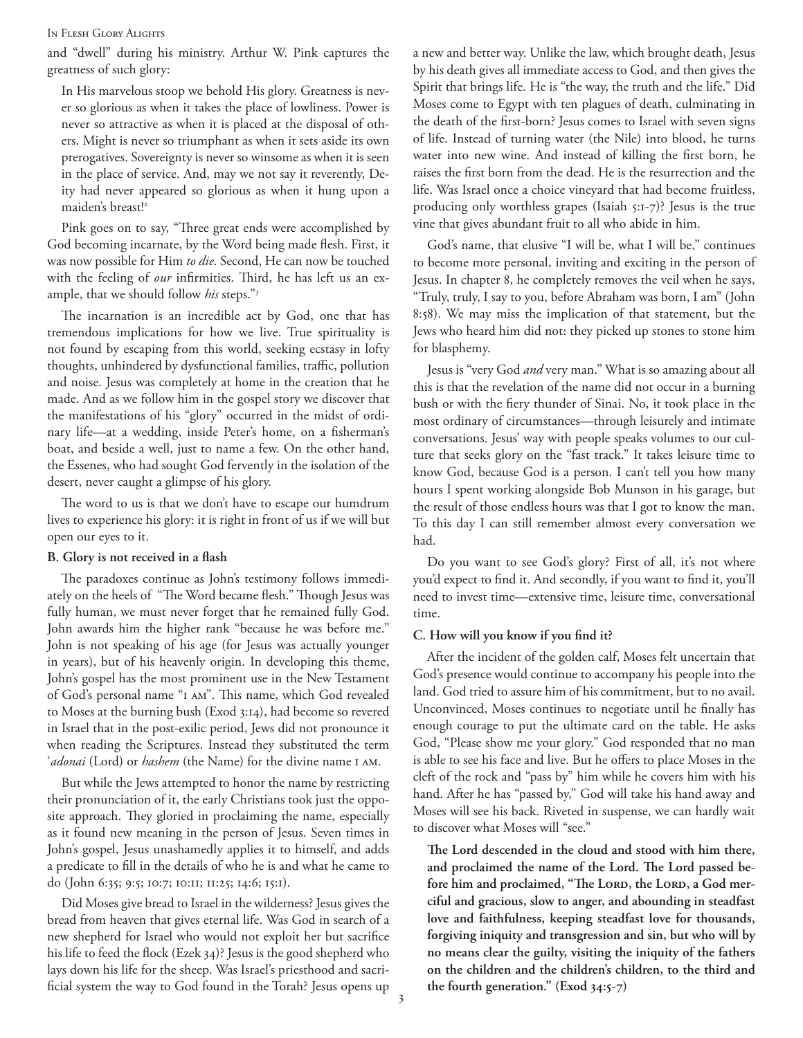and "dwell" during his ministry. Arthur W. Pink captures the greatness of such glory:

> In His marvelous stoop we behold His glory. Greatness is never so glorious as when it takes the place of lowliness. Power is never so attractive as when it is placed at the disposal of others. Might is never so triumphant as when it sets aside its own prerogatives. Sovereignty is never so winsome as when it is seen in the place of service. And, may we not say it reverently, Deity had never appeared so glorious as when it hung upon a maiden's breast![2]

Pink goes on to say, "Three great ends were accomplished by God becoming incarnate, by the Word being made flesh. First, it was now possible for Him *to die*. Second, He can now be touched with the feeling of *our* infirmities. Third, he has left us an example, that we should follow *his* steps."[3]

The incarnation is an incredible act by God, one that has tremendous implications for how we live. True spirituality is not found by escaping from this world, seeking ecstasy in lofty thoughts, unhindered by dysfunctional families, traffic, pollution and noise. Jesus was completely at home in the creation that he made. And as we follow him in the gospel story we discover that the manifestations of his "glory" occurred in the midst of ordinary life—at a wedding, inside Peter's home, on a fisherman's boat, and beside a well, just to name a few. On the other hand, the Essenes, who had sought God fervently in the isolation of the desert, never caught a glimpse of his glory.

The word to us is that we don't have to escape our humdrum lives to experience his glory: it is right in front of us if we will but open our eyes to it.

**B. Glory is not received in a flash**

The paradoxes continue as John's testimony follows immediately on the heels of "The Word became flesh." Though Jesus was fully human, we must never forget that he remained fully God. John awards him the higher rank "because he was before me." John is not speaking of his age (for Jesus was actually younger in years), but of his heavenly origin. In developing this theme, John's gospel has the most prominent use in the New Testament of God's personal name "I AM". This name, which God revealed to Moses at the burning bush (Exod 3:14), had become so revered in Israel that in the post-exilic period, Jews did not pronounce it when reading the Scriptures. Instead they substituted the term '*adonai* (Lord) or *hashem* (the Name) for the divine name I AM.

But while the Jews attempted to honor the name by restricting their pronunciation of it, the early Christians took just the opposite approach. They gloried in proclaiming the name, especially as it found new meaning in the person of Jesus. Seven times in John's gospel, Jesus unashamedly applies it to himself, and adds a predicate to fill in the details of who he is and what he came to do (John 6:35; 9:5; 10:7; 10:11; 11:25; 14:6; 15:1).

Did Moses give bread to Israel in the wilderness? Jesus gives the bread from heaven that gives eternal life. Was God in search of a new shepherd for Israel who would not exploit her but sacrifice his life to feed the flock (Ezek 34)? Jesus is the good shepherd who lays down his life for the sheep. Was Israel's priesthood and sacrificial system the way to God found in the Torah? Jesus opens up a new and better way. Unlike the law, which brought death, Jesus by his death gives all immediate access to God, and then gives the Spirit that brings life. He is "the way, the truth and the life." Did Moses come to Egypt with ten plagues of death, culminating in the death of the first-born? Jesus comes to Israel with seven signs of life. Instead of turning water (the Nile) into blood, he turns water into new wine. And instead of killing the first born, he raises the first born from the dead. He is the resurrection and the life. Was Israel once a choice vineyard that had become fruitless, producing only worthless grapes (Isaiah 5:1-7)? Jesus is the true vine that gives abundant fruit to all who abide in him.

God's name, that elusive "I will be, what I will be," continues to become more personal, inviting and exciting in the person of Jesus. In chapter 8, he completely removes the veil when he says, "Truly, truly, I say to you, before Abraham was born, I am" (John 8:58). We may miss the implication of that statement, but the Jews who heard him did not: they picked up stones to stone him for blasphemy.

Jesus is "very God *and* very man." What is so amazing about all this is that the revelation of the name did not occur in a burning bush or with the fiery thunder of Sinai. No, it took place in the most ordinary of circumstances—through leisurely and intimate conversations. Jesus' way with people speaks volumes to our culture that seeks glory on the "fast track." It takes leisure time to know God, because God is a person. I can't tell you how many hours I spent working alongside Bob Munson in his garage, but the result of those endless hours was that I got to know the man. To this day I can still remember almost every conversation we had.

Do you want to see God's glory? First of all, it's not where you'd expect to find it. And secondly, if you want to find it, you'll need to invest time—extensive time, leisure time, conversational time.

**C. How will you know if you find it?**

After the incident of the golden calf, Moses felt uncertain that God's presence would continue to accompany his people into the land. God tried to assure him of his commitment, but to no avail. Unconvinced, Moses continues to negotiate until he finally has enough courage to put the ultimate card on the table. He asks God, "Please show me your glory." God responded that no man is able to see his face and live. But he offers to place Moses in the cleft of the rock and "pass by" him while he covers him with his hand. After he has "passed by," God will take his hand away and Moses will see his back. Riveted in suspense, we can hardly wait to discover what Moses will "see."

> **The Lord descended in the cloud and stood with him there, and proclaimed the name of the Lord. The Lord passed before him and proclaimed, "The LORD, the LORD, a God merciful and gracious, slow to anger, and abounding in steadfast love and faithfulness, keeping steadfast love for thousands, forgiving iniquity and transgression and sin, but who will by no means clear the guilty, visiting the iniquity of the fathers on the children and the children's children, to the third and the fourth generation." (Exod 34:5-7)**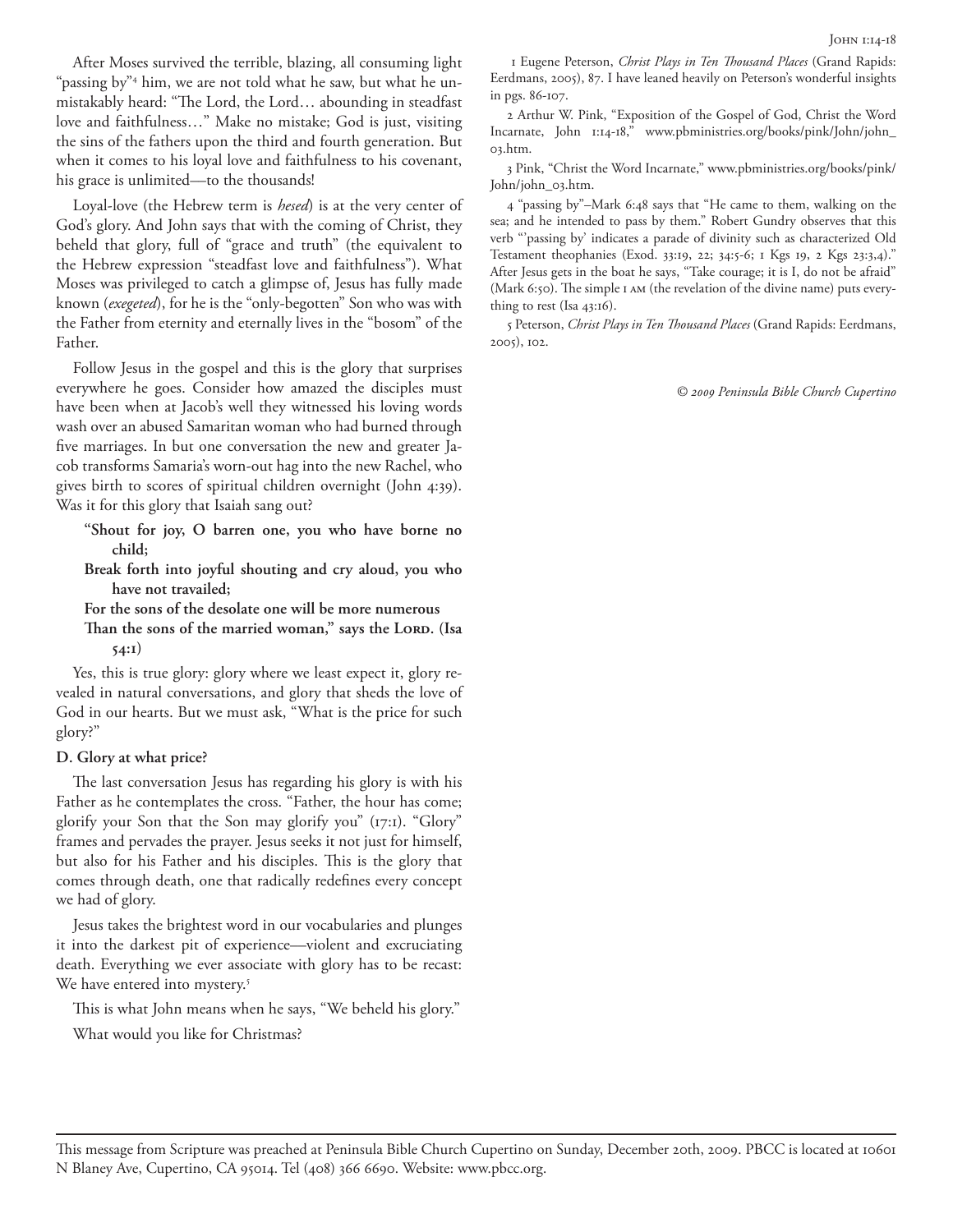After Moses survived the terrible, blazing, all consuming light "passing by"[4] him, we are not told what he saw, but what he unmistakably heard: "The Lord, the Lord… abounding in steadfast love and faithfulness…" Make no mistake; God is just, visiting the sins of the fathers upon the third and fourth generation. But when it comes to his loyal love and faithfulness to his covenant, his grace is unlimited—to the thousands!

Loyal-love (the Hebrew term is *hesed*) is at the very center of God's glory. And John says that with the coming of Christ, they beheld that glory, full of "grace and truth" (the equivalent to the Hebrew expression "steadfast love and faithfulness"). What Moses was privileged to catch a glimpse of, Jesus has fully made known (*exegeted*), for he is the "only-begotten" Son who was with the Father from eternity and eternally lives in the "bosom" of the Father.

Follow Jesus in the gospel and this is the glory that surprises everywhere he goes. Consider how amazed the disciples must have been when at Jacob's well they witnessed his loving words wash over an abused Samaritan woman who had burned through five marriages. In but one conversation the new and greater Jacob transforms Samaria's worn-out hag into the new Rachel, who gives birth to scores of spiritual children overnight (John 4:39). Was it for this glory that Isaiah sang out?

> **"Shout for joy, O barren one, you who have borne no child;**
> **Break forth into joyful shouting and cry aloud, you who have not travailed;**
> **For the sons of the desolate one will be more numerous**
> **Than the sons of the married woman," says the LORD. (Isa 54:1)**

Yes, this is true glory: glory where we least expect it, glory revealed in natural conversations, and glory that sheds the love of God in our hearts. But we must ask, "What is the price for such glory?"

**D. Glory at what price?**

The last conversation Jesus has regarding his glory is with his Father as he contemplates the cross. "Father, the hour has come; glorify your Son that the Son may glorify you" (17:1). "Glory" frames and pervades the prayer. Jesus seeks it not just for himself, but also for his Father and his disciples. This is the glory that comes through death, one that radically redefines every concept we had of glory.

Jesus takes the brightest word in our vocabularies and plunges it into the darkest pit of experience—violent and excruciating death. Everything we ever associate with glory has to be recast: We have entered into mystery.[5]

This is what John means when he says, "We beheld his glory."

What would you like for Christmas?

1 Eugene Peterson, *Christ Plays in Ten Thousand Places* (Grand Rapids: Eerdmans, 2005), 87. I have leaned heavily on Peterson's wonderful insights in pgs. 86-107.

2 Arthur W. Pink, "Exposition of the Gospel of God, Christ the Word Incarnate, John 1:14-18," www.pbministries.org/books/pink/John/john_03.htm.

3 Pink, "Christ the Word Incarnate," www.pbministries.org/books/pink/John/john_03.htm.

4 "passing by"–Mark 6:48 says that "He came to them, walking on the sea; and he intended to pass by them." Robert Gundry observes that this verb "'passing by' indicates a parade of divinity such as characterized Old Testament theophanies (Exod. 33:19, 22; 34:5-6; 1 Kgs 19, 2 Kgs 23:3,4)." After Jesus gets in the boat he says, "Take courage; it is I, do not be afraid" (Mark 6:50). The simple I AM (the revelation of the divine name) puts everything to rest (Isa 43:16).

5 Peterson, *Christ Plays in Ten Thousand Places* (Grand Rapids: Eerdmans, 2005), 102.

*© 2009 Peninsula Bible Church Cupertino*

This message from Scripture was preached at Peninsula Bible Church Cupertino on Sunday, December 20th, 2009. PBCC is located at 10601 N Blaney Ave, Cupertino, CA 95014. Tel (408) 366 6690. Website: www.pbcc.org.